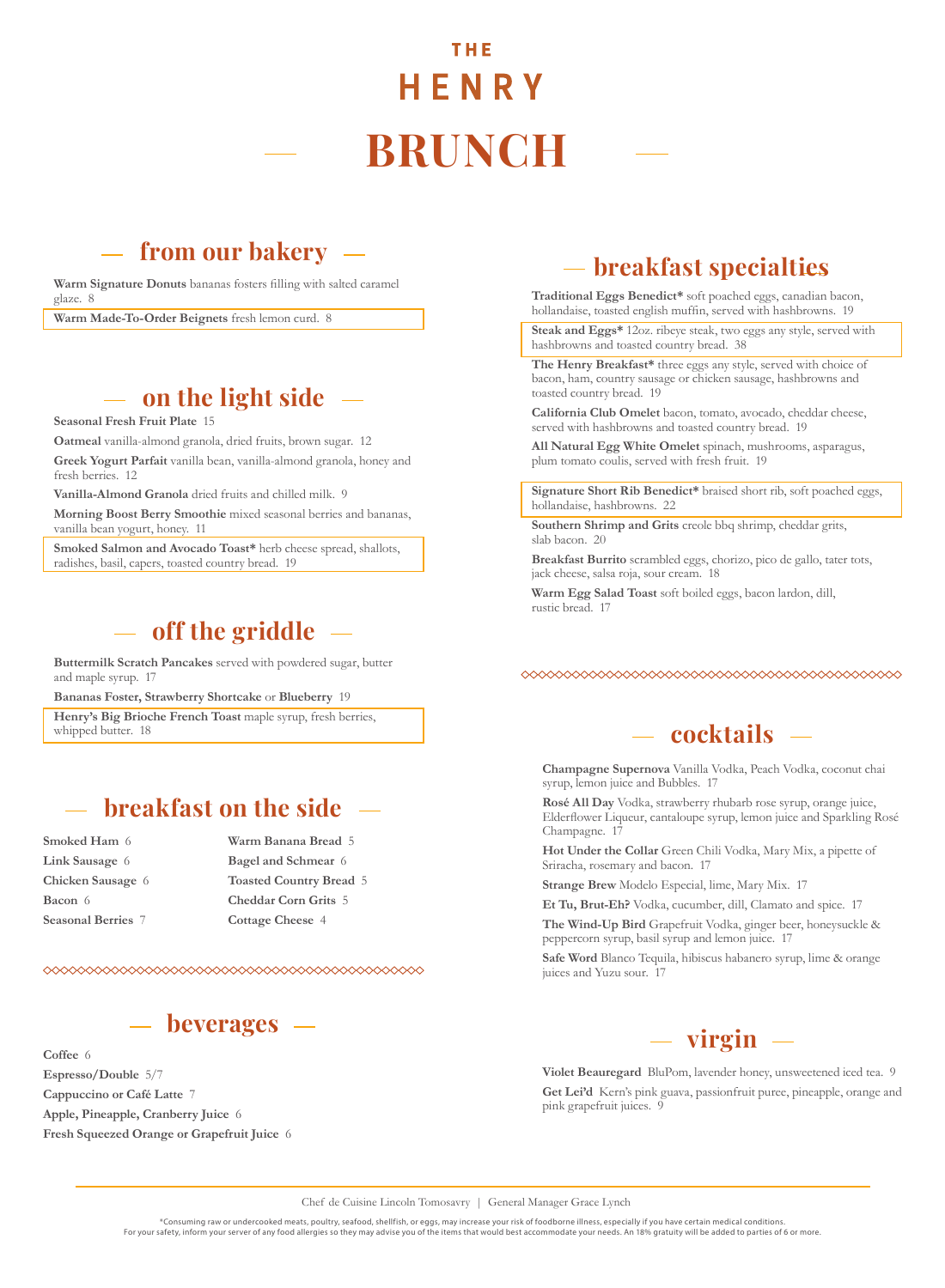# THE HENRY

# BRUNCH

## from our bakery

**Warm Signature Donuts** bananas fosters filling with salted caramel glaze. 8

**Warm Made-To-Order Beignets** fresh lemon curd. 8

## on the light side

**Seasonal Fresh Fruit Plate** 15

**Oatmeal** vanilla-almond granola, dried fruits, brown sugar. 12

**Greek Yogurt Parfait** vanilla bean, vanilla-almond granola, honey and fresh berries. 12

**Vanilla-Almond Granola** dried fruits and chilled milk. 9

**Morning Boost Berry Smoothie** mixed seasonal berries and bananas, vanilla bean yogurt, honey. 11

**Smoked Salmon and Avocado Toast*** herb cheese spread, shallots, radishes, basil, capers, toasted country bread. 19

## off the griddle

**Buttermilk Scratch Pancakes** served with powdered sugar, butter and maple syrup. 17

**Bananas Foster, Strawberry Shortcake** or **Blueberry** 19

**Henry's Big Brioche French Toast** maple syrup, fresh berries, whipped butter. 18

## breakfast on the side

**Smoked Ham** 6

**Link Sausage** 6

**Chicken Sausage** 6

**Bacon** 6

**Seasonal Berries** 7

**Warm Banana Bread** 5

**Bagel and Schmear** 6

**Toasted Country Bread** 5

**Cheddar Corn Grits** 5

**Cottage Cheese** 4

## beverages

**Coffee** 6

**Espresso/Double** 5/7

**Cappuccino or Café Latte** 7

**Apple, Pineapple, Cranberry Juice** 6

**Fresh Squeezed Orange or Grapefruit Juice** 6

## breakfast specialties

**Traditional Eggs Benedict*** soft poached eggs, canadian bacon, hollandaise, toasted english muffin, served with hashbrowns. 19

**Steak and Eggs*** 12oz. ribeye steak, two eggs any style, served with hashbrowns and toasted country bread. 38

**The Henry Breakfast*** three eggs any style, served with choice of bacon, ham, country sausage or chicken sausage, hashbrowns and toasted country bread. 19

**California Club Omelet** bacon, tomato, avocado, cheddar cheese, served with hashbrowns and toasted country bread. 19

**All Natural Egg White Omelet** spinach, mushrooms, asparagus, plum tomato coulis, served with fresh fruit. 19

**Signature Short Rib Benedict*** braised short rib, soft poached eggs, hollandaise, hashbrowns. 22

**Southern Shrimp and Grits** creole bbq shrimp, cheddar grits, slab bacon. 20

**Breakfast Burrito** scrambled eggs, chorizo, pico de gallo, tater tots, jack cheese, salsa roja, sour cream. 18

**Warm Egg Salad Toast** soft boiled eggs, bacon lardon, dill, rustic bread. 17

## cocktails

**Champagne Supernova** Vanilla Vodka, Peach Vodka, coconut chai syrup, lemon juice and Bubbles. 17

**Rosé All Day** Vodka, strawberry rhubarb rose syrup, orange juice, Elderflower Liqueur, cantaloupe syrup, lemon juice and Sparkling Rosé Champagne. 17

**Hot Under the Collar** Green Chili Vodka, Mary Mix, a pipette of Sriracha, rosemary and bacon. 17

**Strange Brew** Modelo Especial, lime, Mary Mix. 17

**Et Tu, Brut-Eh?** Vodka, cucumber, dill, Clamato and spice. 17

**The Wind-Up Bird** Grapefruit Vodka, ginger beer, honeysuckle & peppercorn syrup, basil syrup and lemon juice. 17

**Safe Word** Blanco Tequila, hibiscus habanero syrup, lime & orange juices and Yuzu sour. 17

## virgin

**Violet Beauregard** BluPom, lavender honey, unsweetened iced tea. 9

**Get Lei'd** Kern's pink guava, passionfruit puree, pineapple, orange and pink grapefruit juices. 9

Chef de Cuisine Lincoln Tomosavry | General Manager Grace Lynch

*Consuming raw or undercooked meats, poultry, seafood, shellfish, or eggs, may increase your risk of foodborne illness, especially if you have certain medical conditions. For your safety, inform your server of any food allergies so they may advise you of the items that would best accommodate your needs. An 18% gratuity will be added to parties of 6 or more.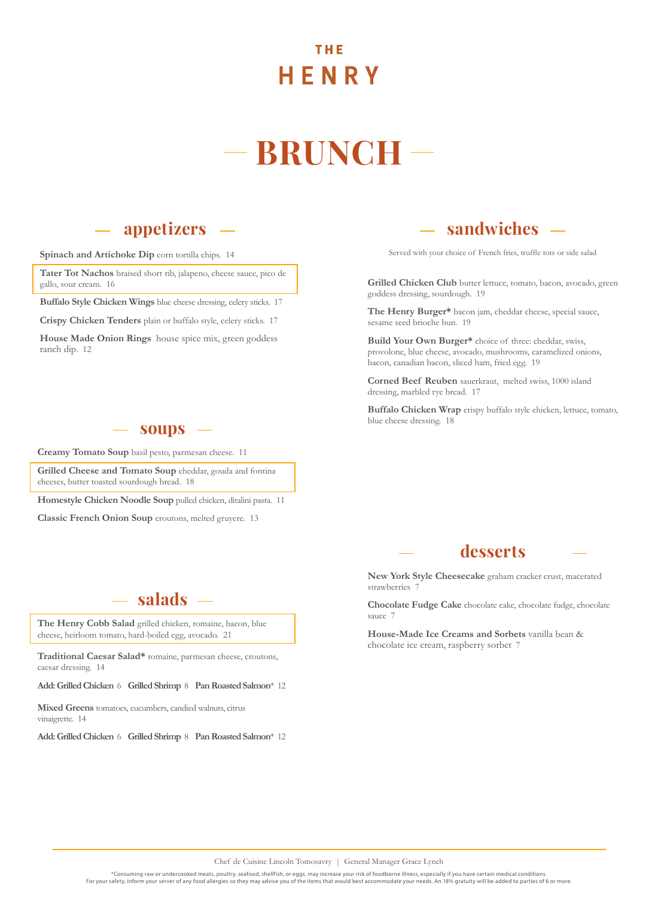# THE HENRY

# BRUNCH

## appetizers

**Spinach and Artichoke Dip** corn tortilla chips. 14

**Tater Tot Nachos** braised short rib, jalapeno, cheese sauce, pico de gallo, sour cream. 16

**Buffalo Style Chicken Wings** blue cheese dressing, celery sticks. 17

**Crispy Chicken Tenders** plain or buffalo style, celery sticks. 17

**House Made Onion Rings** house spice mix, green goddess ranch dip. 12

## soups

**Creamy Tomato Soup** basil pesto, parmesan cheese. 11

**Grilled Cheese and Tomato Soup** cheddar, gouda and fontina cheeses, butter toasted sourdough bread. 18

**Homestyle Chicken Noodle Soup** pulled chicken, ditalini pasta. 11

**Classic French Onion Soup** croutons, melted gruyere. 13

## salads

**The Henry Cobb Salad** grilled chicken, romaine, bacon, blue cheese, heirloom tomato, hard-boiled egg, avocado. 21

**Traditional Caesar Salad*** romaine, parmesan cheese, croutons, caesar dressing. 14

**Add: Grilled Chicken** 6 **Grilled Shrimp** 8 **Pan Roasted Salmon*** 12

**Mixed Greens** tomatoes, cucumbers, candied walnuts, citrus vinaigrette. 14

**Add: Grilled Chicken** 6 **Grilled Shrimp** 8 **Pan Roasted Salmon*** 12

## sandwiches

Served with your choice of French fries, truffle tots or side salad

**Grilled Chicken Club** butter lettuce, tomato, bacon, avocado, green goddess dressing, sourdough. 19

**The Henry Burger*** bacon jam, cheddar cheese, special sauce, sesame seed brioche bun. 19

**Build Your Own Burger*** choice of three: cheddar, swiss, provolone, blue cheese, avocado, mushrooms, caramelized onions, bacon, canadian bacon, sliced ham, fried egg. 19

**Corned Beef Reuben** sauerkraut, melted swiss, 1000 island dressing, marbled rye bread. 17

**Buffalo Chicken Wrap** crispy buffalo style chicken, lettuce, tomato, blue cheese dressing. 18

## desserts

**New York Style Cheesecake** graham cracker crust, macerated strawberries 7

**Chocolate Fudge Cake** chocolate cake, chocolate fudge, chocolate sauce 7

**House-Made Ice Creams and Sorbets** vanilla bean & chocolate ice cream, raspberry sorbet 7

Chef de Cuisine Lincoln Tomosavry | General Manager Grace Lynch

*Consuming raw or undercooked meats, poultry, seafood, shellfish, or eggs, may increase your risk of foodborne illness, especially if you have certain medical conditions.
For your safety, inform your server of any food allergies so they may advise you of the items that would best accommodate your needs. An 18% gratuity will be added to parties of 6 or more.